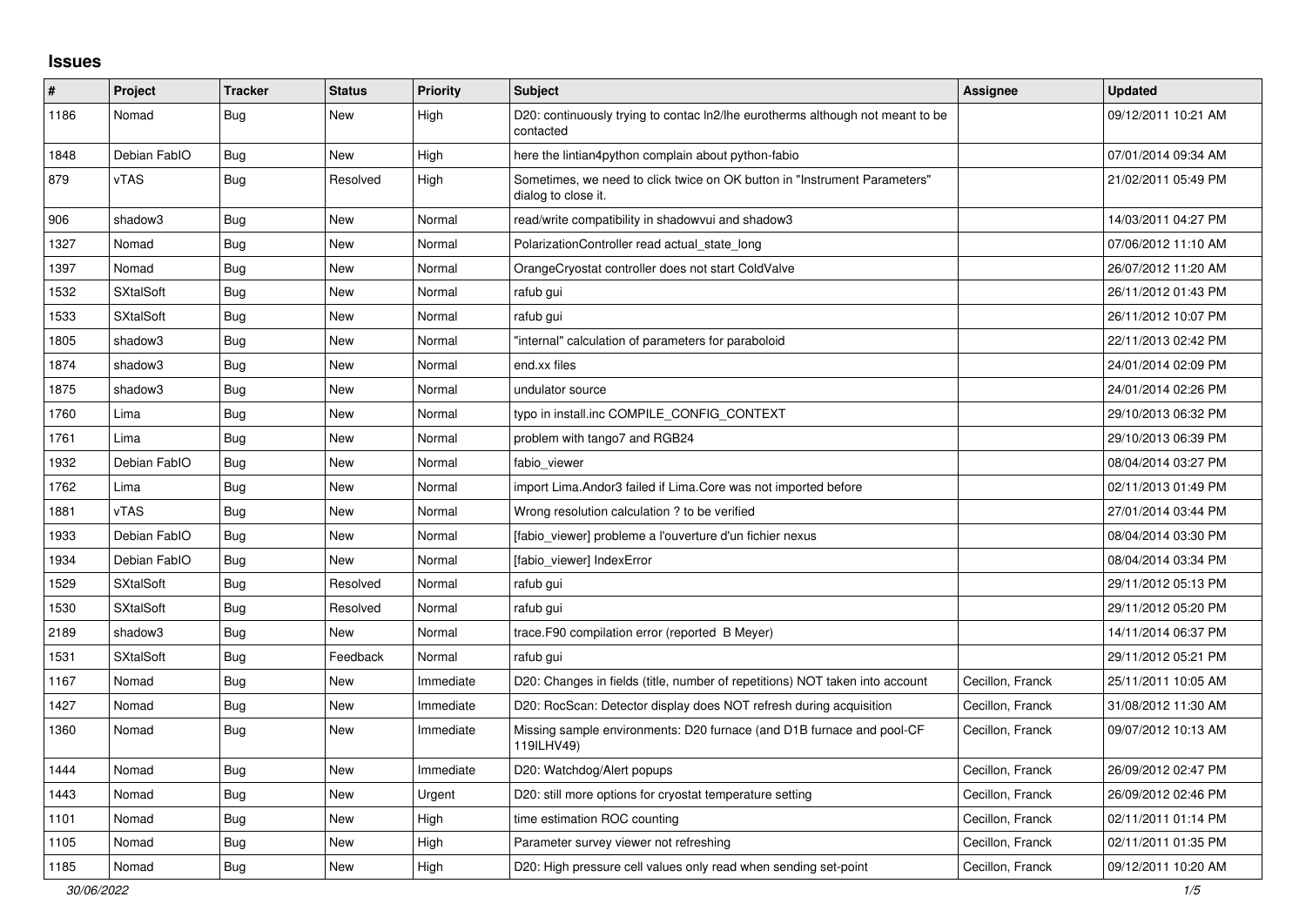## Issues

| # | Project | Tracker | Status | Priority | Subject | Assignee | Updated |
|---|---|---|---|---|---|---|---|
| 1186 | Nomad | Bug | New | High | D20: continuously trying to contac ln2/lhe eurotherms although not meant to be contacted | | 09/12/2011 10:21 AM |
| 1848 | Debian FabIO | Bug | New | High | here the lintian4python complain about python-fabio | | 07/01/2014 09:34 AM |
| 879 | vTAS | Bug | Resolved | High | Sometimes, we need to click twice on OK button in "Instrument Parameters" dialog to close it. | | 21/02/2011 05:49 PM |
| 906 | shadow3 | Bug | New | Normal | read/write compatibility in shadowvui and shadow3 | | 14/03/2011 04:27 PM |
| 1327 | Nomad | Bug | New | Normal | PolarizationController read actual_state_long | | 07/06/2012 11:10 AM |
| 1397 | Nomad | Bug | New | Normal | OrangeCryostat controller does not start ColdValve | | 26/07/2012 11:20 AM |
| 1532 | SXtalSoft | Bug | New | Normal | rafub gui | | 26/11/2012 01:43 PM |
| 1533 | SXtalSoft | Bug | New | Normal | rafub gui | | 26/11/2012 10:07 PM |
| 1805 | shadow3 | Bug | New | Normal | "internal" calculation of parameters for paraboloid | | 22/11/2013 02:42 PM |
| 1874 | shadow3 | Bug | New | Normal | end.xx files | | 24/01/2014 02:09 PM |
| 1875 | shadow3 | Bug | New | Normal | undulator source | | 24/01/2014 02:26 PM |
| 1760 | Lima | Bug | New | Normal | typo in install.inc COMPILE_CONFIG_CONTEXT | | 29/10/2013 06:32 PM |
| 1761 | Lima | Bug | New | Normal | problem with tango7 and RGB24 | | 29/10/2013 06:39 PM |
| 1932 | Debian FabIO | Bug | New | Normal | fabio_viewer | | 08/04/2014 03:27 PM |
| 1762 | Lima | Bug | New | Normal | import Lima.Andor3 failed if Lima.Core was not imported before | | 02/11/2013 01:49 PM |
| 1881 | vTAS | Bug | New | Normal | Wrong resolution calculation ? to be verified | | 27/01/2014 03:44 PM |
| 1933 | Debian FabIO | Bug | New | Normal | [fabio_viewer] probleme a l'ouverture d'un fichier nexus | | 08/04/2014 03:30 PM |
| 1934 | Debian FabIO | Bug | New | Normal | [fabio_viewer] IndexError | | 08/04/2014 03:34 PM |
| 1529 | SXtalSoft | Bug | Resolved | Normal | rafub gui | | 29/11/2012 05:13 PM |
| 1530 | SXtalSoft | Bug | Resolved | Normal | rafub gui | | 29/11/2012 05:20 PM |
| 2189 | shadow3 | Bug | New | Normal | trace.F90 compilation error (reported B Meyer) | | 14/11/2014 06:37 PM |
| 1531 | SXtalSoft | Bug | Feedback | Normal | rafub gui | | 29/11/2012 05:21 PM |
| 1167 | Nomad | Bug | New | Immediate | D20: Changes in fields (title, number of repetitions) NOT taken into account | Cecillon, Franck | 25/11/2011 10:05 AM |
| 1427 | Nomad | Bug | New | Immediate | D20: RocScan: Detector display does NOT refresh during acquisition | Cecillon, Franck | 31/08/2012 11:30 AM |
| 1360 | Nomad | Bug | New | Immediate | Missing sample environments: D20 furnace (and D1B furnace and pool-CF 119ILHV49) | Cecillon, Franck | 09/07/2012 10:13 AM |
| 1444 | Nomad | Bug | New | Immediate | D20: Watchdog/Alert popups | Cecillon, Franck | 26/09/2012 02:47 PM |
| 1443 | Nomad | Bug | New | Urgent | D20: still more options for cryostat temperature setting | Cecillon, Franck | 26/09/2012 02:46 PM |
| 1101 | Nomad | Bug | New | High | time estimation ROC counting | Cecillon, Franck | 02/11/2011 01:14 PM |
| 1105 | Nomad | Bug | New | High | Parameter survey viewer not refreshing | Cecillon, Franck | 02/11/2011 01:35 PM |
| 1185 | Nomad | Bug | New | High | D20: High pressure cell values only read when sending set-point | Cecillon, Franck | 09/12/2011 10:20 AM |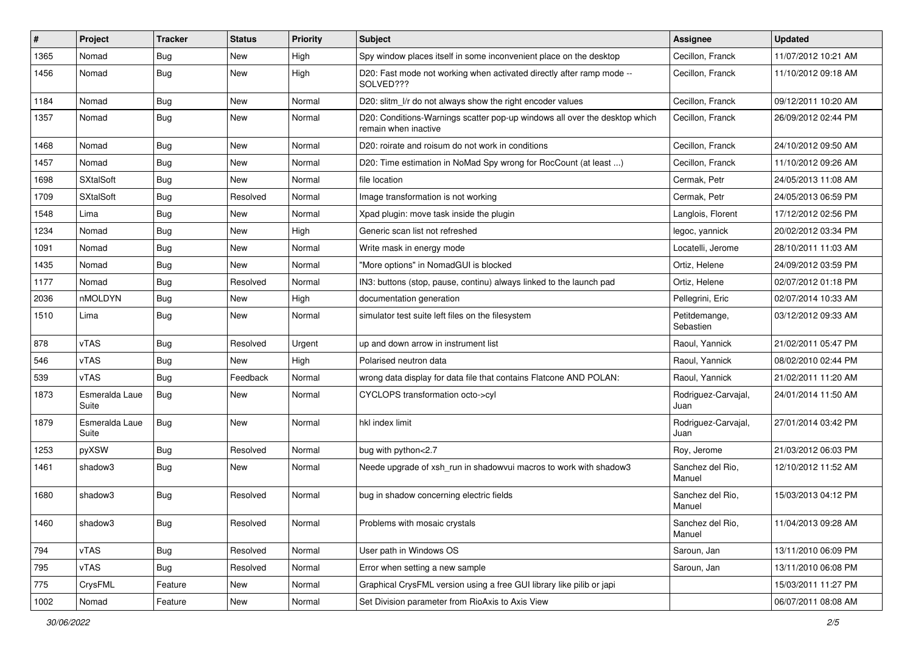| # | Project | Tracker | Status | Priority | Subject | Assignee | Updated |
|---|---|---|---|---|---|---|---|
| 1365 | Nomad | Bug | New | High | Spy window places itself in some inconvenient place on the desktop | Cecillon, Franck | 11/07/2012 10:21 AM |
| 1456 | Nomad | Bug | New | High | D20: Fast mode not working when activated directly after ramp mode -- SOLVED??? | Cecillon, Franck | 11/10/2012 09:18 AM |
| 1184 | Nomad | Bug | New | Normal | D20: slitm_l/r do not always show the right encoder values | Cecillon, Franck | 09/12/2011 10:20 AM |
| 1357 | Nomad | Bug | New | Normal | D20: Conditions-Warnings scatter pop-up windows all over the desktop which remain when inactive | Cecillon, Franck | 26/09/2012 02:44 PM |
| 1468 | Nomad | Bug | New | Normal | D20: roirate and roisum do not work in conditions | Cecillon, Franck | 24/10/2012 09:50 AM |
| 1457 | Nomad | Bug | New | Normal | D20: Time estimation in NoMad Spy wrong for RocCount (at least ...) | Cecillon, Franck | 11/10/2012 09:26 AM |
| 1698 | SXtalSoft | Bug | New | Normal | file location | Cermak, Petr | 24/05/2013 11:08 AM |
| 1709 | SXtalSoft | Bug | Resolved | Normal | Image transformation is not working | Cermak, Petr | 24/05/2013 06:59 PM |
| 1548 | Lima | Bug | New | Normal | Xpad plugin: move task inside the plugin | Langlois, Florent | 17/12/2012 02:56 PM |
| 1234 | Nomad | Bug | New | High | Generic scan list not refreshed | legoc, yannick | 20/02/2012 03:34 PM |
| 1091 | Nomad | Bug | New | Normal | Write mask in energy mode | Locatelli, Jerome | 28/10/2011 11:03 AM |
| 1435 | Nomad | Bug | New | Normal | "More options" in NomadGUI is blocked | Ortiz, Helene | 24/09/2012 03:59 PM |
| 1177 | Nomad | Bug | Resolved | Normal | IN3: buttons (stop, pause, continu) always linked to the launch pad | Ortiz, Helene | 02/07/2012 01:18 PM |
| 2036 | nMOLDYN | Bug | New | High | documentation generation | Pellegrini, Eric | 02/07/2014 10:33 AM |
| 1510 | Lima | Bug | New | Normal | simulator test suite left files on the filesystem | Petitdemange, Sebastien | 03/12/2012 09:33 AM |
| 878 | vTAS | Bug | Resolved | Urgent | up and down arrow in instrument list | Raoul, Yannick | 21/02/2011 05:47 PM |
| 546 | vTAS | Bug | New | High | Polarised neutron data | Raoul, Yannick | 08/02/2010 02:44 PM |
| 539 | vTAS | Bug | Feedback | Normal | wrong data display for data file that contains Flatcone AND POLAN: | Raoul, Yannick | 21/02/2011 11:20 AM |
| 1873 | Esmeralda Laue Suite | Bug | New | Normal | CYCLOPS transformation octo->cyl | Rodriguez-Carvajal, Juan | 24/01/2014 11:50 AM |
| 1879 | Esmeralda Laue Suite | Bug | New | Normal | hkl index limit | Rodriguez-Carvajal, Juan | 27/01/2014 03:42 PM |
| 1253 | pyXSW | Bug | Resolved | Normal | bug with python<2.7 | Roy, Jerome | 21/03/2012 06:03 PM |
| 1461 | shadow3 | Bug | New | Normal | Neede upgrade of xsh_run in shadowvui macros to work with shadow3 | Sanchez del Rio, Manuel | 12/10/2012 11:52 AM |
| 1680 | shadow3 | Bug | Resolved | Normal | bug in shadow concerning electric fields | Sanchez del Rio, Manuel | 15/03/2013 04:12 PM |
| 1460 | shadow3 | Bug | Resolved | Normal | Problems with mosaic crystals | Sanchez del Rio, Manuel | 11/04/2013 09:28 AM |
| 794 | vTAS | Bug | Resolved | Normal | User path in Windows OS | Saroun, Jan | 13/11/2010 06:09 PM |
| 795 | vTAS | Bug | Resolved | Normal | Error when setting a new sample | Saroun, Jan | 13/11/2010 06:08 PM |
| 775 | CrysFML | Feature | New | Normal | Graphical CrysFML version using a free GUI library like pilib or japi | | 15/03/2011 11:27 PM |
| 1002 | Nomad | Feature | New | Normal | Set Division parameter from RioAxis to Axis View | | 06/07/2011 08:08 AM |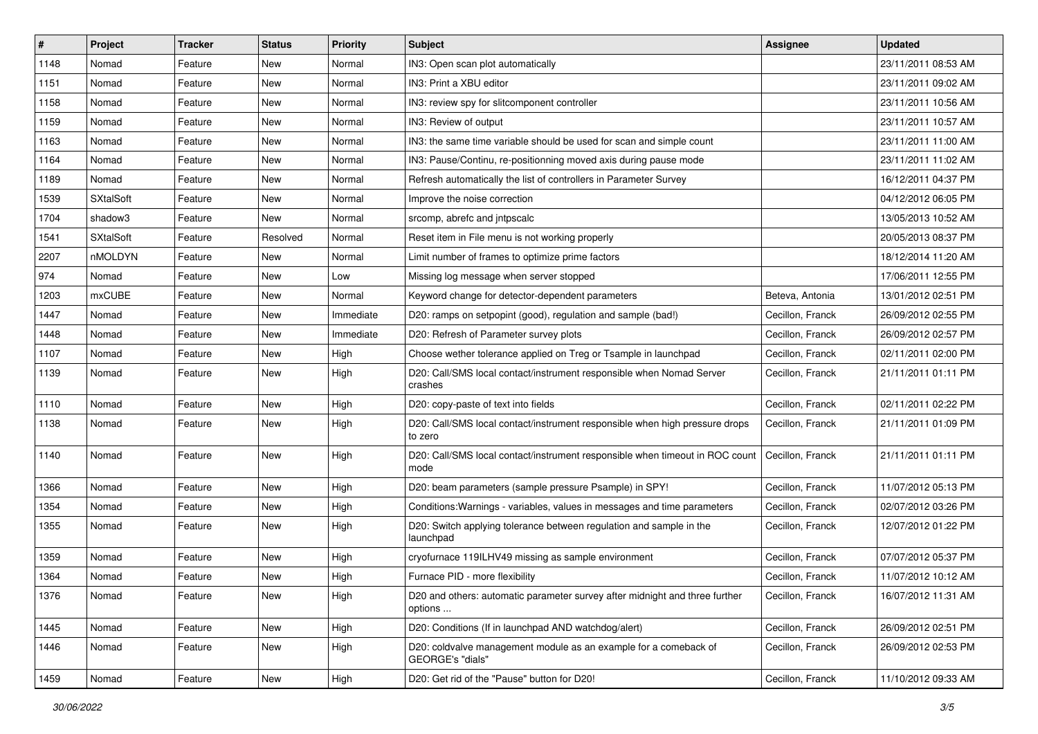| # | Project | Tracker | Status | Priority | Subject | Assignee | Updated |
|---|---|---|---|---|---|---|---|
| 1148 | Nomad | Feature | New | Normal | IN3: Open scan plot automatically | | 23/11/2011 08:53 AM |
| 1151 | Nomad | Feature | New | Normal | IN3: Print a XBU editor | | 23/11/2011 09:02 AM |
| 1158 | Nomad | Feature | New | Normal | IN3: review spy for slitcomponent controller | | 23/11/2011 10:56 AM |
| 1159 | Nomad | Feature | New | Normal | IN3: Review of output | | 23/11/2011 10:57 AM |
| 1163 | Nomad | Feature | New | Normal | IN3: the same time variable should be used for scan and simple count | | 23/11/2011 11:00 AM |
| 1164 | Nomad | Feature | New | Normal | IN3: Pause/Continu, re-positionning moved axis during pause mode | | 23/11/2011 11:02 AM |
| 1189 | Nomad | Feature | New | Normal | Refresh automatically the list of controllers in Parameter Survey | | 16/12/2011 04:37 PM |
| 1539 | SXtalSoft | Feature | New | Normal | Improve the noise correction | | 04/12/2012 06:05 PM |
| 1704 | shadow3 | Feature | New | Normal | srcomp, abrefc and jntpscalc | | 13/05/2013 10:52 AM |
| 1541 | SXtalSoft | Feature | Resolved | Normal | Reset item in File menu is not working properly | | 20/05/2013 08:37 PM |
| 2207 | nMOLDYN | Feature | New | Normal | Limit number of frames to optimize prime factors | | 18/12/2014 11:20 AM |
| 974 | Nomad | Feature | New | Low | Missing log message when server stopped | | 17/06/2011 12:55 PM |
| 1203 | mxCUBE | Feature | New | Normal | Keyword change for detector-dependent parameters | Beteva, Antonia | 13/01/2012 02:51 PM |
| 1447 | Nomad | Feature | New | Immediate | D20: ramps on setpopint (good), regulation and sample (bad!) | Cecillon, Franck | 26/09/2012 02:55 PM |
| 1448 | Nomad | Feature | New | Immediate | D20: Refresh of Parameter survey plots | Cecillon, Franck | 26/09/2012 02:57 PM |
| 1107 | Nomad | Feature | New | High | Choose wether tolerance applied on Treg or Tsample in launchpad | Cecillon, Franck | 02/11/2011 02:00 PM |
| 1139 | Nomad | Feature | New | High | D20: Call/SMS local contact/instrument responsible when Nomad Server crashes | Cecillon, Franck | 21/11/2011 01:11 PM |
| 1110 | Nomad | Feature | New | High | D20: copy-paste of text into fields | Cecillon, Franck | 02/11/2011 02:22 PM |
| 1138 | Nomad | Feature | New | High | D20: Call/SMS local contact/instrument responsible when high pressure drops to zero | Cecillon, Franck | 21/11/2011 01:09 PM |
| 1140 | Nomad | Feature | New | High | D20: Call/SMS local contact/instrument responsible when timeout in ROC count mode | Cecillon, Franck | 21/11/2011 01:11 PM |
| 1366 | Nomad | Feature | New | High | D20: beam parameters (sample pressure Psample) in SPY! | Cecillon, Franck | 11/07/2012 05:13 PM |
| 1354 | Nomad | Feature | New | High | Conditions:Warnings - variables, values in messages and time parameters | Cecillon, Franck | 02/07/2012 03:26 PM |
| 1355 | Nomad | Feature | New | High | D20: Switch applying tolerance between regulation and sample in the launchpad | Cecillon, Franck | 12/07/2012 01:22 PM |
| 1359 | Nomad | Feature | New | High | cryofurnace 119ILHV49 missing as sample environment | Cecillon, Franck | 07/07/2012 05:37 PM |
| 1364 | Nomad | Feature | New | High | Furnace PID - more flexibility | Cecillon, Franck | 11/07/2012 10:12 AM |
| 1376 | Nomad | Feature | New | High | D20 and others: automatic parameter survey after midnight and three further options ... | Cecillon, Franck | 16/07/2012 11:31 AM |
| 1445 | Nomad | Feature | New | High | D20: Conditions (If in launchpad AND watchdog/alert) | Cecillon, Franck | 26/09/2012 02:51 PM |
| 1446 | Nomad | Feature | New | High | D20: coldvalve management module as an example for a comeback of GEORGE's "dials" | Cecillon, Franck | 26/09/2012 02:53 PM |
| 1459 | Nomad | Feature | New | High | D20: Get rid of the "Pause" button for D20! | Cecillon, Franck | 11/10/2012 09:33 AM |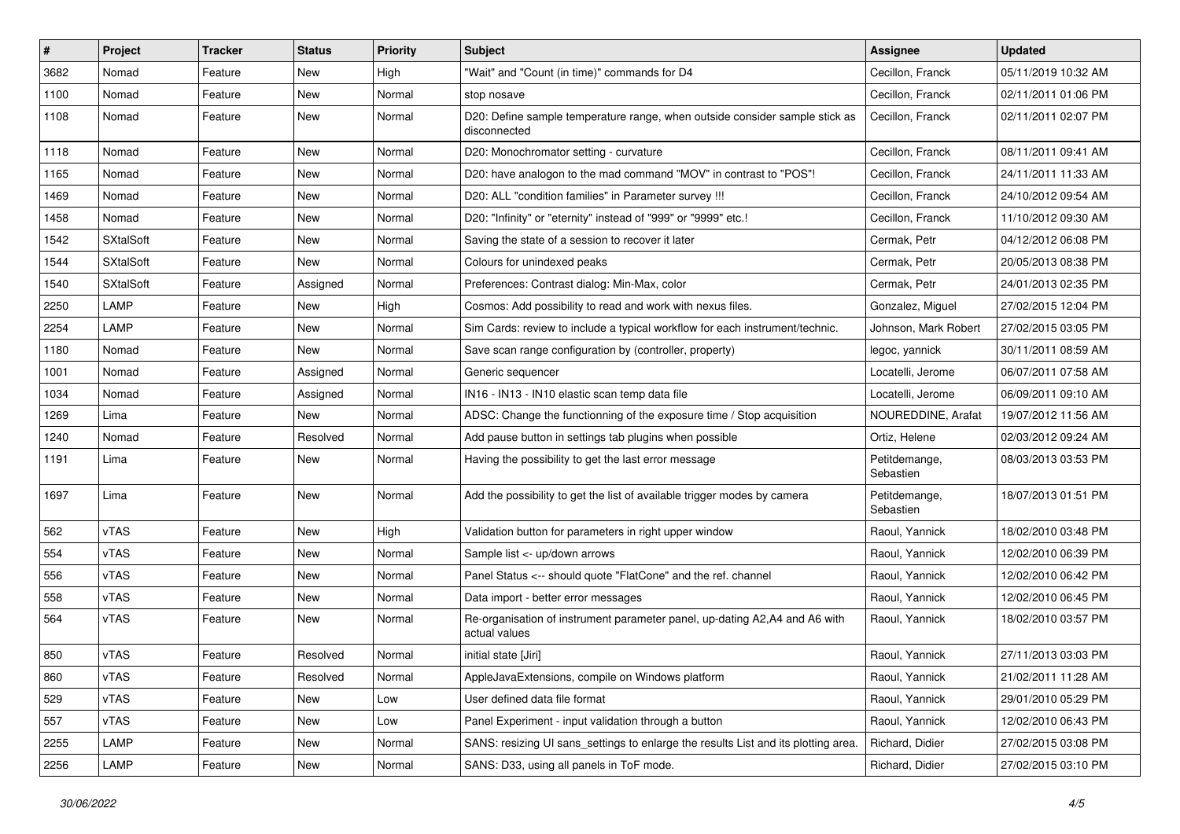| # | Project | Tracker | Status | Priority | Subject | Assignee | Updated |
| --- | --- | --- | --- | --- | --- | --- | --- |
| 3682 | Nomad | Feature | New | High | "Wait" and "Count (in time)" commands for D4 | Cecillon, Franck | 05/11/2019 10:32 AM |
| 1100 | Nomad | Feature | New | Normal | stop nosave | Cecillon, Franck | 02/11/2011 01:06 PM |
| 1108 | Nomad | Feature | New | Normal | D20: Define sample temperature range, when outside consider sample stick as disconnected | Cecillon, Franck | 02/11/2011 02:07 PM |
| 1118 | Nomad | Feature | New | Normal | D20: Monochromator setting - curvature | Cecillon, Franck | 08/11/2011 09:41 AM |
| 1165 | Nomad | Feature | New | Normal | D20: have analogon to the mad command "MOV" in contrast to "POS"! | Cecillon, Franck | 24/11/2011 11:33 AM |
| 1469 | Nomad | Feature | New | Normal | D20: ALL "condition families" in Parameter survey !!! | Cecillon, Franck | 24/10/2012 09:54 AM |
| 1458 | Nomad | Feature | New | Normal | D20: "Infinity" or "eternity" instead of "999" or "9999" etc.! | Cecillon, Franck | 11/10/2012 09:30 AM |
| 1542 | SXtalSoft | Feature | New | Normal | Saving the state of a session to recover it later | Cermak, Petr | 04/12/2012 06:08 PM |
| 1544 | SXtalSoft | Feature | New | Normal | Colours for unindexed peaks | Cermak, Petr | 20/05/2013 08:38 PM |
| 1540 | SXtalSoft | Feature | Assigned | Normal | Preferences: Contrast dialog: Min-Max, color | Cermak, Petr | 24/01/2013 02:35 PM |
| 2250 | LAMP | Feature | New | High | Cosmos: Add possibility to read and work with nexus files. | Gonzalez, Miguel | 27/02/2015 12:04 PM |
| 2254 | LAMP | Feature | New | Normal | Sim Cards: review to include a typical workflow for each instrument/technic. | Johnson, Mark Robert | 27/02/2015 03:05 PM |
| 1180 | Nomad | Feature | New | Normal | Save scan range configuration by (controller, property) | legoc, yannick | 30/11/2011 08:59 AM |
| 1001 | Nomad | Feature | Assigned | Normal | Generic sequencer | Locatelli, Jerome | 06/07/2011 07:58 AM |
| 1034 | Nomad | Feature | Assigned | Normal | IN16 - IN13 - IN10 elastic scan temp data file | Locatelli, Jerome | 06/09/2011 09:10 AM |
| 1269 | Lima | Feature | New | Normal | ADSC: Change the functionning of the exposure time / Stop acquisition | NOUREDDINE, Arafat | 19/07/2012 11:56 AM |
| 1240 | Nomad | Feature | Resolved | Normal | Add pause button in settings tab plugins when possible | Ortiz, Helene | 02/03/2012 09:24 AM |
| 1191 | Lima | Feature | New | Normal | Having the possibility to get the last error message | Petitdemange, Sebastien | 08/03/2013 03:53 PM |
| 1697 | Lima | Feature | New | Normal | Add the possibility to get the list of available trigger modes by camera | Petitdemange, Sebastien | 18/07/2013 01:51 PM |
| 562 | vTAS | Feature | New | High | Validation button for parameters in right upper window | Raoul, Yannick | 18/02/2010 03:48 PM |
| 554 | vTAS | Feature | New | Normal | Sample list <- up/down arrows | Raoul, Yannick | 12/02/2010 06:39 PM |
| 556 | vTAS | Feature | New | Normal | Panel Status <-- should quote "FlatCone" and the ref. channel | Raoul, Yannick | 12/02/2010 06:42 PM |
| 558 | vTAS | Feature | New | Normal | Data import - better error messages | Raoul, Yannick | 12/02/2010 06:45 PM |
| 564 | vTAS | Feature | New | Normal | Re-organisation of instrument parameter panel, up-dating A2,A4 and A6 with actual values | Raoul, Yannick | 18/02/2010 03:57 PM |
| 850 | vTAS | Feature | Resolved | Normal | initial state [Jiri] | Raoul, Yannick | 27/11/2013 03:03 PM |
| 860 | vTAS | Feature | Resolved | Normal | AppleJavaExtensions, compile on Windows platform | Raoul, Yannick | 21/02/2011 11:28 AM |
| 529 | vTAS | Feature | New | Low | User defined data file format | Raoul, Yannick | 29/01/2010 05:29 PM |
| 557 | vTAS | Feature | New | Low | Panel Experiment - input validation through a button | Raoul, Yannick | 12/02/2010 06:43 PM |
| 2255 | LAMP | Feature | New | Normal | SANS: resizing UI sans_settings to enlarge the results List and its plotting area. | Richard, Didier | 27/02/2015 03:08 PM |
| 2256 | LAMP | Feature | New | Normal | SANS: D33, using all panels in ToF mode. | Richard, Didier | 27/02/2015 03:10 PM |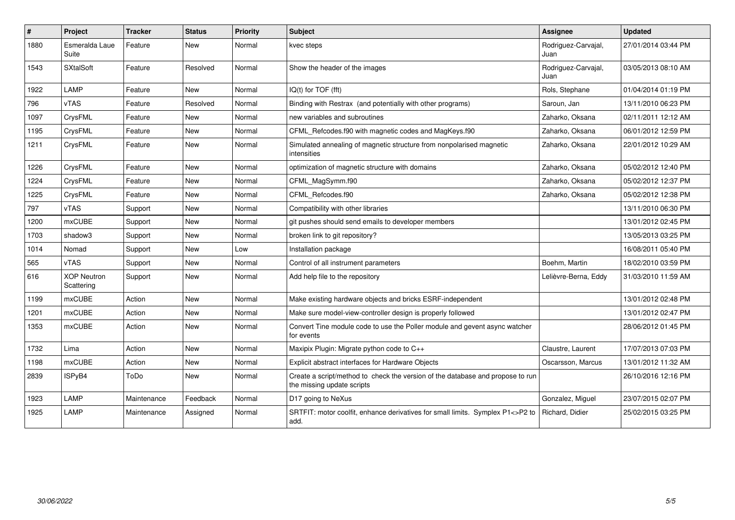| # | Project | Tracker | Status | Priority | Subject | Assignee | Updated |
|---|---|---|---|---|---|---|---|
| 1880 | Esmeralda Laue Suite | Feature | New | Normal | kvec steps | Rodriguez-Carvajal, Juan | 27/01/2014 03:44 PM |
| 1543 | SXtalSoft | Feature | Resolved | Normal | Show the header of the images | Rodriguez-Carvajal, Juan | 03/05/2013 08:10 AM |
| 1922 | LAMP | Feature | New | Normal | IQ(t) for TOF (fft) | Rols, Stephane | 01/04/2014 01:19 PM |
| 796 | vTAS | Feature | Resolved | Normal | Binding with Restrax (and potentially with other programs) | Saroun, Jan | 13/11/2010 06:23 PM |
| 1097 | CrysFML | Feature | New | Normal | new variables and subroutines | Zaharko, Oksana | 02/11/2011 12:12 AM |
| 1195 | CrysFML | Feature | New | Normal | CFML_Refcodes.f90 with magnetic codes and MagKeys.f90 | Zaharko, Oksana | 06/01/2012 12:59 PM |
| 1211 | CrysFML | Feature | New | Normal | Simulated annealing of magnetic structure from nonpolarised magnetic intensities | Zaharko, Oksana | 22/01/2012 10:29 AM |
| 1226 | CrysFML | Feature | New | Normal | optimization of magnetic structure with domains | Zaharko, Oksana | 05/02/2012 12:40 PM |
| 1224 | CrysFML | Feature | New | Normal | CFML_MagSymm.f90 | Zaharko, Oksana | 05/02/2012 12:37 PM |
| 1225 | CrysFML | Feature | New | Normal | CFML_Refcodes.f90 | Zaharko, Oksana | 05/02/2012 12:38 PM |
| 797 | vTAS | Support | New | Normal | Compatibility with other libraries | | 13/11/2010 06:30 PM |
| 1200 | mxCUBE | Support | New | Normal | git pushes should send emails to developer members | | 13/01/2012 02:45 PM |
| 1703 | shadow3 | Support | New | Normal | broken link to git repository? | | 13/05/2013 03:25 PM |
| 1014 | Nomad | Support | New | Low | Installation package | | 16/08/2011 05:40 PM |
| 565 | vTAS | Support | New | Normal | Control of all instrument parameters | Boehm, Martin | 18/02/2010 03:59 PM |
| 616 | XOP Neutron Scattering | Support | New | Normal | Add help file to the repository | Lelièvre-Berna, Eddy | 31/03/2010 11:59 AM |
| 1199 | mxCUBE | Action | New | Normal | Make existing hardware objects and bricks ESRF-independent | | 13/01/2012 02:48 PM |
| 1201 | mxCUBE | Action | New | Normal | Make sure model-view-controller design is properly followed | | 13/01/2012 02:47 PM |
| 1353 | mxCUBE | Action | New | Normal | Convert Tine module code to use the Poller module and gevent async watcher for events | | 28/06/2012 01:45 PM |
| 1732 | Lima | Action | New | Normal | Maxipix Plugin: Migrate python code to C++ | Claustre, Laurent | 17/07/2013 07:03 PM |
| 1198 | mxCUBE | Action | New | Normal | Explicit abstract interfaces for Hardware Objects | Oscarsson, Marcus | 13/01/2012 11:32 AM |
| 2839 | ISPyB4 | ToDo | New | Normal | Create a script/method to check the version of the database and propose to run the missing update scripts | | 26/10/2016 12:16 PM |
| 1923 | LAMP | Maintenance | Feedback | Normal | D17 going to NeXus | Gonzalez, Miguel | 23/07/2015 02:07 PM |
| 1925 | LAMP | Maintenance | Assigned | Normal | SRTFIT: motor coolfit, enhance derivatives for small limits. Symplex P1<>P2 to add. | Richard, Didier | 25/02/2015 03:25 PM |